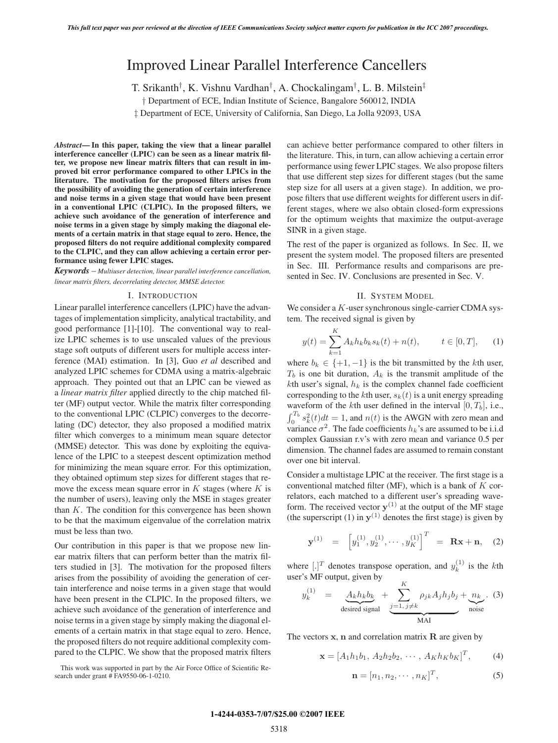# Improved Linear Parallel Interference Cancellers

T. Srikanth†, K. Vishnu Vardhan†, A. Chockalingam†, L. B. Milstein‡

† Department of ECE, Indian Institute of Science, Bangalore 560012, INDIA

‡ Department of ECE, University of California, San Diego, La Jolla 92093, USA

***Abstract*— In this paper, taking the view that a linear parallel interference canceller (LPIC) can be seen as a linear matrix filter, we propose new linear matrix filters that can result in improved bit error performance compared to other LPICs in the literature. The motivation for the proposed filters arises from the possibility of avoiding the generation of certain interference and noise terms in a given stage that would have been present in a conventional LPIC (CLPIC). In the proposed filters, we achieve such avoidance of the generation of interference and noise terms in a given stage by simply making the diagonal elements of a certain matrix in that stage equal to zero. Hence, the proposed filters do not require additional complexity compared to the CLPIC, and they can allow achieving a certain error performance using fewer LPIC stages.**

***Keywords*** – *Multiuser detection, linear parallel interference cancellation, linear matrix filters, decorrelating detector, MMSE detector.*

## I. Introduction

Linear parallel interference cancellers (LPIC) have the advantages of implementation simplicity, analytical tractability, and good performance [1]-[10]. The conventional way to realize LPIC schemes is to use unscaled values of the previous stage soft outputs of different users for multiple access interference (MAI) estimation. In [3], Guo *et al* described and analyzed LPIC schemes for CDMA using a matrix-algebraic approach. They pointed out that an LPIC can be viewed as a *linear matrix filter* applied directly to the chip matched filter (MF) output vector. While the matrix filter corresponding to the conventional LPIC (CLPIC) converges to the decorrelating (DC) detector, they also proposed a modified matrix filter which converges to a minimum mean square detector (MMSE) detector. This was done by exploiting the equivalence of the LPIC to a steepest descent optimization method for minimizing the mean square error. For this optimization, they obtained optimum step sizes for different stages that remove the excess mean square error in $K$ stages (where $K$ is the number of users), leaving only the MSE in stages greater than $K$. The condition for this convergence has been shown to be that the maximum eigenvalue of the correlation matrix must be less than two.

Our contribution in this paper is that we propose new linear matrix filters that can perform better than the matrix filters studied in [3]. The motivation for the proposed filters arises from the possibility of avoiding the generation of certain interference and noise terms in a given stage that would have been present in the CLPIC. In the proposed filters, we achieve such avoidance of the generation of interference and noise terms in a given stage by simply making the diagonal elements of a certain matrix in that stage equal to zero. Hence, the proposed filters do not require additional complexity compared to the CLPIC. We show that the proposed matrix filters can achieve better performance compared to other filters in the literature. This, in turn, can allow achieving a certain error performance using fewer LPIC stages. We also propose filters that use different step sizes for different stages (but the same step size for all users at a given stage). In addition, we propose filters that use different weights for different users in different stages, where we also obtain closed-form expressions for the optimum weights that maximize the output-average SINR in a given stage.

The rest of the paper is organized as follows. In Sec. II, we present the system model. The proposed filters are presented in Sec. III. Performance results and comparisons are presented in Sec. IV. Conclusions are presented in Sec. V.

This work was supported in part by the Air Force Office of Scientific Research under grant # FA9550-06-1-0210.

## II. System Model

We consider a $K$-user synchronous single-carrier CDMA system. The received signal is given by

$$y(t) = \sum_{k=1}^{K} A_k h_k b_k s_k(t) + n(t), \qquad t \in [0, T], \tag{1}$$

where $b_k \in \{+1, -1\}$ is the bit transmitted by the $k$th user, $T_b$ is one bit duration, $A_k$ is the transmit amplitude of the $k$th user's signal, $h_k$ is the complex channel fade coefficient corresponding to the $k$th user, $s_k(t)$ is a unit energy spreading waveform of the $k$th user defined in the interval $[0, T_b]$, i.e., $\int_0^{T_b} s_k^2(t)dt = 1$, and $n(t)$ is the AWGN with zero mean and variance $\sigma^2$. The fade coefficients $h_k$'s are assumed to be i.i.d complex Gaussian r.v's with zero mean and variance 0.5 per dimension. The channel fades are assumed to remain constant over one bit interval.

Consider a multistage LPIC at the receiver. The first stage is a conventional matched filter (MF), which is a bank of $K$ correlators, each matched to a different user's spreading waveform. The received vector $\mathbf{y}^{(1)}$ at the output of the MF stage (the superscript (1) in $\mathbf{y}^{(1)}$ denotes the first stage) is given by

$$\mathbf{y}^{(1)} \;=\; \left[y_1^{(1)}, y_2^{(1)}, \cdots, y_K^{(1)}\right]^T \;=\; \mathbf{R}\mathbf{x} + \mathbf{n}, \tag{2}$$

where $[.]^T$ denotes transpose operation, and $y_k^{(1)}$ is the $k$th user's MF output, given by

$$y_k^{(1)} \;=\; \underbrace{A_k h_k b_k}_{\text{desired signal}} + \underbrace{\sum_{j=1,\, j\neq k}^{K} \rho_{jk} A_j h_j b_j}_{\text{MAI}} + \underbrace{n_k}_{\text{noise}}. \tag{3}$$

The vectors $\mathbf{x}$, $\mathbf{n}$ and correlation matrix $\mathbf{R}$ are given by

$$\mathbf{x} = [A_1 h_1 b_1,\, A_2 h_2 b_2,\, \cdots,\, A_K h_K b_K]^T, \tag{4}$$

$$\mathbf{n} = [n_1, n_2, \cdots, n_K]^T, \tag{5}$$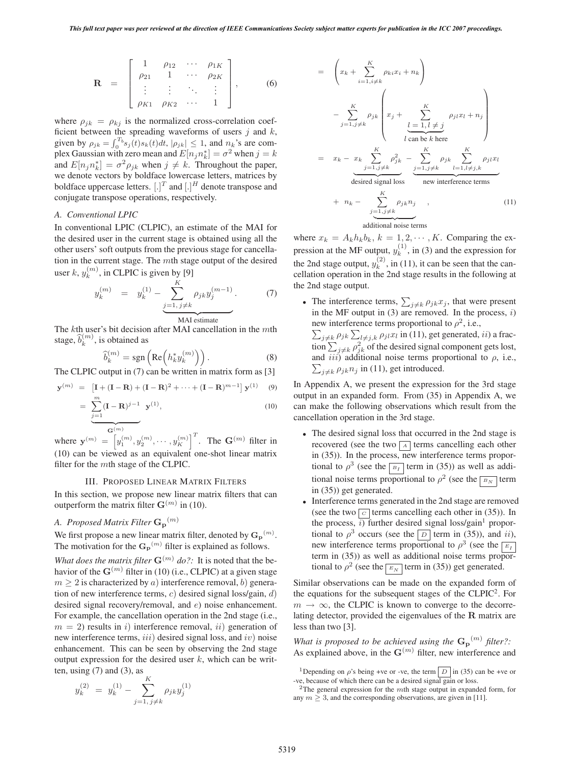$$\mathbf{R} = \begin{bmatrix} 1 & \rho_{12} & \cdots & \rho_{1K} \\ \rho_{21} & 1 & \cdots & \rho_{2K} \\ \vdots & \vdots & \ddots & \vdots \\ \rho_{K1} & \rho_{K2} & \cdots & 1 \end{bmatrix}, \quad (6)$$

where $\rho_{jk} = \rho_{kj}$ is the normalized cross-correlation coefficient between the spreading waveforms of users $j$ and $k$, given by $\rho_{jk} = \int_0^{T_b} s_j(t)s_k(t)dt$, $|\rho_{jk}| \leq 1$, and $n_k$'s are complex Gaussian with zero mean and $E[n_j n_k^*] = \sigma^2$ when $j = k$ and $E[n_j n_k^*] = \sigma^2 \rho_{jk}$ when $j \neq k$. Throughout the paper, we denote vectors by boldface lowercase letters, matrices by boldface uppercase letters. $[.]^T$ and $[.]^H$ denote transpose and conjugate transpose operations, respectively.

### A. Conventional LPIC

In conventional LPIC (CLPIC), an estimate of the MAI for the desired user in the current stage is obtained using all the other users' soft outputs from the previous stage for cancellation in the current stage. The $m$th stage output of the desired user $k$, $y_k^{(m)}$, in CLPIC is given by [9]

$$y_k^{(m)} = y_k^{(1)} - \underbrace{\sum_{j=1,\, j\neq k}^{K} \rho_{jk} y_j^{(m-1)}}_{\text{MAI estimate}}. \quad (7)$$

The $k$th user's bit decision after MAI cancellation in the $m$th stage, $\widehat{b}_k^{(m)}$, is obtained as

$$\widehat{b}_k^{(m)} = \mathrm{sgn}\left(\mathrm{Re}\left(h_k^* y_k^{(m)}\right)\right). \quad (8)$$

The CLPIC output in (7) can be written in matrix form as [3]

$$\mathbf{y}^{(m)} = \left[\mathbf{I} + (\mathbf{I}-\mathbf{R}) + (\mathbf{I}-\mathbf{R})^2 + \cdots + (\mathbf{I}-\mathbf{R})^{m-1}\right]\mathbf{y}^{(1)} \quad (9)$$

$$= \underbrace{\sum_{j=1}^{m} (\mathbf{I}-\mathbf{R})^{j-1}}_{\mathbf{G}^{(m)}} \mathbf{y}^{(1)}, \quad (10)$$

where $\mathbf{y}^{(m)} = \left[y_1^{(m)}, y_2^{(m)}, \cdots, y_K^{(m)}\right]^T$. The $\mathbf{G}^{(m)}$ filter in (10) can be viewed as an equivalent one-shot linear matrix filter for the $m$th stage of the CLPIC.

## III. Proposed Linear Matrix Filters

In this section, we propose new linear matrix filters that can outperform the matrix filter $\mathbf{G}^{(m)}$ in (10).

### A. Proposed Matrix Filter $\mathbf{G_p}^{(m)}$

We first propose a new linear matrix filter, denoted by $\mathbf{G_p}^{(m)}$. The motivation for the $\mathbf{G_p}^{(m)}$ filter is explained as follows.

*What does the matrix filter $\mathbf{G}^{(m)}$ do?:* It is noted that the behavior of the $\mathbf{G}^{(m)}$ filter in (10) (i.e., CLPIC) at a given stage $m \geq 2$ is characterized by $a)$ interference removal, $b)$ generation of new interference terms, $c)$ desired signal loss/gain, $d)$ desired signal recovery/removal, and $e)$ noise enhancement. For example, the cancellation operation in the 2nd stage (i.e., $m = 2$) results in $i)$ interference removal, $ii)$ generation of new interference terms, $iii)$ desired signal loss, and $iv)$ noise enhancement. This can be seen by observing the 2nd stage output expression for the desired user $k$, which can be written, using (7) and (3), as

$$y_k^{(2)} = y_k^{(1)} - \sum_{j=1,\, j\neq k}^{K} \rho_{jk} y_j^{(1)}$$

$$= \left(x_k + \sum_{i=1, i\neq k}^{K} \rho_{ki} x_i + n_k\right) - \sum_{j=1, j\neq k}^{K} \rho_{jk} \left(x_j + \underbrace{\sum_{l=1, l\neq j}^{K}}_{l \text{ can be } k \text{ here}} \rho_{jl} x_l + n_j\right)$$

$$= x_k - \underbrace{x_k \sum_{j=1, j\neq k}^{K} \rho_{jk}^2}_{\text{desired signal loss}} - \underbrace{\sum_{j=1, j\neq k}^{K} \rho_{jk} \sum_{l=1, l\neq j,k}^{K} \rho_{jl} x_l}_{\text{new interference terms}} + n_k - \underbrace{\sum_{j=1, j\neq k}^{K} \rho_{jk} n_j}_{\text{additional noise terms}}, \quad (11)$$

where $x_k = A_k h_k b_k$, $k = 1, 2, \cdots, K$. Comparing the expression at the MF output, $y_k^{(1)}$, in (3) and the expression for the 2nd stage output, $y_k^{(2)}$, in (11), it can be seen that the cancellation operation in the 2nd stage results in the following at the 2nd stage output.

- The interference terms, $\sum_{j\neq k} \rho_{jk} x_j$, that were present in the MF output in (3) are removed. In the process, $i)$ new interference terms proportional to $\rho^2$, i.e., $\sum_{j\neq k} \rho_{jk} \sum_{l\neq j,k} \rho_{jl} x_l$ in (11), get generated, $ii)$ a fraction $\sum_{j\neq k} \rho_{jk}^2$ of the desired signal component gets lost, and $iii)$ additional noise terms proportional to $\rho$, i.e., $\sum_{j\neq k} \rho_{jk} n_j$ in (11), get introduced.

In Appendix A, we present the expression for the 3rd stage output in an expanded form. From (35) in Appendix A, we can make the following observations which result from the cancellation operation in the 3rd stage.

- The desired signal loss that occurred in the 2nd stage is recovered (see the two $\boxed{A}$ terms cancelling each other in (35)). In the process, new interference terms proportional to $\rho^3$ (see the $\boxed{B_I}$ term in (35)) as well as additional noise terms proportional to $\rho^2$ (see the $\boxed{B_N}$ term in (35)) get generated.
- Interference terms generated in the 2nd stage are removed (see the two $\boxed{C}$ terms cancelling each other in (35)). In the process, $i)$ further desired signal loss/gain[1] proportional to $\rho^3$ occurs (see the $\boxed{D}$ term in (35)), and $ii)$, new interference terms proportional to $\rho^3$ (see the $\boxed{E_I}$ term in (35)) as well as additional noise terms proportional to $\rho^2$ (see the $\boxed{E_N}$ term in (35)) get generated.

Similar observations can be made on the expanded form of the equations for the subsequent stages of the CLPIC[2]. For $m \to \infty$, the CLPIC is known to converge to the decorrelating detector, provided the eigenvalues of the $\mathbf{R}$ matrix are less than two [3].

*What is proposed to be achieved using the $\mathbf{G_p}^{(m)}$ filter?:* As explained above, in the $\mathbf{G}^{(m)}$ filter, new interference and

[1] Depending on $\rho$'s being +ve or -ve, the term $\boxed{D}$ in (35) can be +ve or -ve, because of which there can be a desired signal gain or loss.

[2] The general expression for the $m$th stage output in expanded form, for any $m \geq 3$, and the corresponding observations, are given in [11].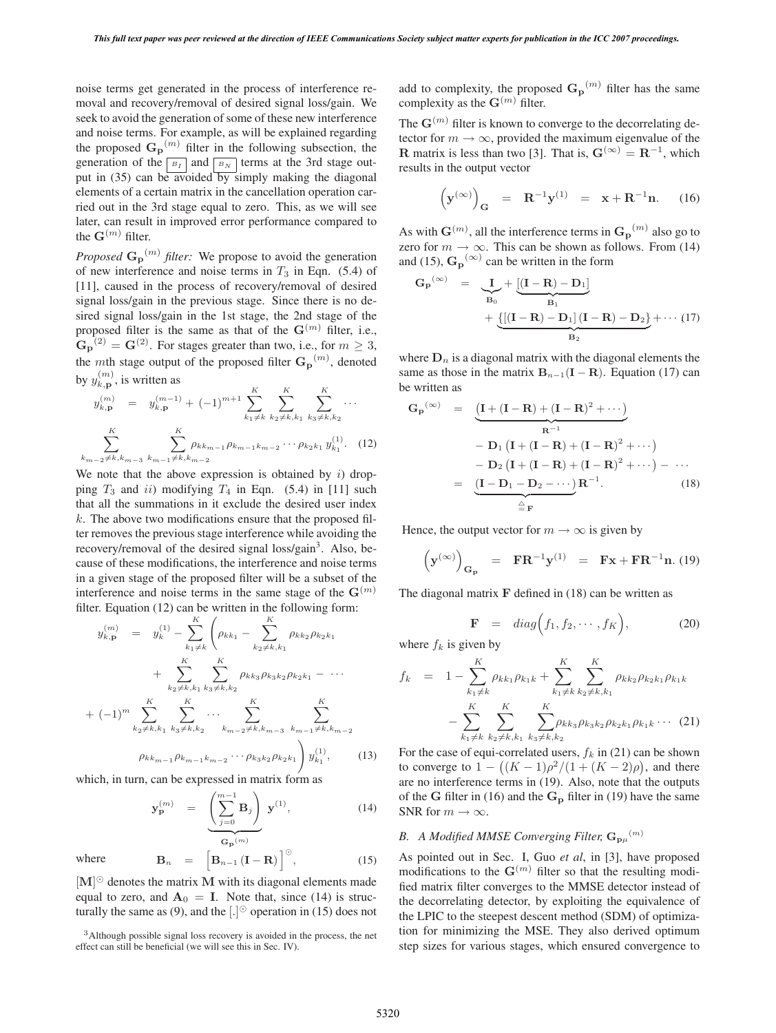noise terms get generated in the process of interference removal and recovery/removal of desired signal loss/gain. We seek to avoid the generation of some of these new interference and noise terms. For example, as will be explained regarding the proposed ${\mathbf{G_p}}^{(m)}$ filter in the following subsection, the generation of the $\boxed{B_I}$ and $\boxed{B_N}$ terms at the 3rd stage output in (35) can be avoided by simply making the diagonal elements of a certain matrix in the cancellation operation carried out in the 3rd stage equal to zero. This, as we will see later, can result in improved error performance compared to the $\mathbf{G}^{(m)}$ filter.

*Proposed* ${\mathbf{G_p}}^{(m)}$ *filter:* We propose to avoid the generation of new interference and noise terms in $T_3$ in Eqn. (5.4) of [11], caused in the process of recovery/removal of desired signal loss/gain in the previous stage. Since there is no desired signal loss/gain in the 1st stage, the 2nd stage of the proposed filter is the same as that of the $\mathbf{G}^{(m)}$ filter, i.e., ${\mathbf{G_p}}^{(2)} = \mathbf{G}^{(2)}$. For stages greater than two, i.e., for $m \geq 3$, the $m$th stage output of the proposed filter ${\mathbf{G_p}}^{(m)}$, denoted by $y_{k,\mathbf{p}}^{(m)}$, is written as

$$
y_{k,\mathbf{p}}^{(m)} = y_{k,\mathbf{p}}^{(m-1)} + (-1)^{m+1} \sum_{k_1 \neq k}^{K} \sum_{k_2 \neq k, k_1}^{K} \sum_{k_3 \neq k, k_2}^{K} \cdots \sum_{k_{m-2} \neq k, k_{m-3}}^{K} \sum_{k_{m-1} \neq k, k_{m-2}}^{K} \rho_{k k_{m-1}} \rho_{k_{m-1} k_{m-2}} \cdots \rho_{k_2 k_1} \, y_{k_1}^{(1)}. \quad (12)
$$

We note that the above expression is obtained by $i)$ dropping $T_3$ and $ii)$ modifying $T_4$ in Eqn. (5.4) in [11] such that all the summations in it exclude the desired user index $k$. The above two modifications ensure that the proposed filter removes the previous stage interference while avoiding the recovery/removal of the desired signal loss/gain[3]. Also, because of these modifications, the interference and noise terms in a given stage of the proposed filter will be a subset of the interference and noise terms in the same stage of the $\mathbf{G}^{(m)}$ filter. Equation (12) can be written in the following form:

$$
\begin{aligned}
y_{k,\mathbf{p}}^{(m)} = \; & y_k^{(1)} - \sum_{k_1 \neq k}^{K} \Bigg( \rho_{k k_1} - \sum_{k_2 \neq k, k_1}^{K} \rho_{k k_2} \rho_{k_2 k_1} \\
& + \sum_{k_2 \neq k, k_1}^{K} \sum_{k_3 \neq k, k_2}^{K} \rho_{k k_3} \rho_{k_3 k_2} \rho_{k_2 k_1} - \cdots \\
& + (-1)^m \sum_{k_2 \neq k, k_1}^{K} \sum_{k_3 \neq k, k_2}^{K} \cdots \sum_{k_{m-2} \neq k, k_{m-3}}^{K} \sum_{k_{m-1} \neq k, k_{m-2}}^{K} \\
& \rho_{k k_{m-1}} \rho_{k_{m-1} k_{m-2}} \cdots \rho_{k_3 k_2} \rho_{k_2 k_1} \Bigg) y_{k_1}^{(1)}, \quad (13)
\end{aligned}
$$

which, in turn, can be expressed in matrix form as

$$
\mathbf{y}_{\mathbf{p}}^{(m)} = \underbrace{\left( \sum_{j=0}^{m-1} \mathbf{B}_j \right)}_{{\mathbf{G_p}}^{(m)}} \mathbf{y}^{(1)}, \quad (14)
$$

where

$$
\mathbf{B}_n = \Big[ \mathbf{B}_{n-1} \left( \mathbf{I} - \mathbf{R} \right) \Big]^{\odot}, \quad (15)
$$

$[\mathbf{M}]^{\odot}$ denotes the matrix $\mathbf{M}$ with its diagonal elements made equal to zero, and $\mathbf{A}_0 = \mathbf{I}$. Note that, since (14) is structurally the same as (9), and the $[.]^{\odot}$ operation in (15) does not add to complexity, the proposed ${\mathbf{G_p}}^{(m)}$ filter has the same complexity as the $\mathbf{G}^{(m)}$ filter.

[3]Although possible signal loss recovery is avoided in the process, the net effect can still be beneficial (we will see this in Sec. IV).

The $\mathbf{G}^{(m)}$ filter is known to converge to the decorrelating detector for $m \to \infty$, provided the maximum eigenvalue of the $\mathbf{R}$ matrix is less than two [3]. That is, $\mathbf{G}^{(\infty)} = \mathbf{R}^{-1}$, which results in the output vector

$$
\left( \mathbf{y}^{(\infty)} \right)_{\mathbf{G}} = \mathbf{R}^{-1} \mathbf{y}^{(1)} = \mathbf{x} + \mathbf{R}^{-1} \mathbf{n}. \quad (16)
$$

As with $\mathbf{G}^{(m)}$, all the interference terms in ${\mathbf{G_p}}^{(m)}$ also go to zero for $m \to \infty$. This can be shown as follows. From (14) and (15), ${\mathbf{G_p}}^{(\infty)}$ can be written in the form

$$
\begin{aligned}
{\mathbf{G_p}}^{(\infty)} = \; & \underbrace{\mathbf{I}}_{\mathbf{B}_0} + \underbrace{[(\mathbf{I} - \mathbf{R}) - \mathbf{D}_1]}_{\mathbf{B}_1} \\
& + \underbrace{\{[(\mathbf{I} - \mathbf{R}) - \mathbf{D}_1] (\mathbf{I} - \mathbf{R}) - \mathbf{D}_2\}}_{\mathbf{B}_2} + \cdots \quad (17)
\end{aligned}
$$

where $\mathbf{D}_n$ is a diagonal matrix with the diagonal elements the same as those in the matrix $\mathbf{B}_{n-1}(\mathbf{I} - \mathbf{R})$. Equation (17) can be written as

$$
\begin{aligned}
{\mathbf{G_p}}^{(\infty)} = \; & \underbrace{\left( \mathbf{I} + (\mathbf{I} - \mathbf{R}) + (\mathbf{I} - \mathbf{R})^2 + \cdots \right)}_{\mathbf{R}^{-1}} \\
& - \mathbf{D}_1 \left( \mathbf{I} + (\mathbf{I} - \mathbf{R}) + (\mathbf{I} - \mathbf{R})^2 + \cdots \right) \\
& - \mathbf{D}_2 \left( \mathbf{I} + (\mathbf{I} - \mathbf{R}) + (\mathbf{I} - \mathbf{R})^2 + \cdots \right) - \cdots \\
= \; & \underbrace{\left( \mathbf{I} - \mathbf{D}_1 - \mathbf{D}_2 - \cdots \right)}_{\stackrel{\triangle}{=} \mathbf{F}} \mathbf{R}^{-1}. \quad (18)
\end{aligned}
$$

Hence, the output vector for $m \to \infty$ is given by

$$
\left( \mathbf{y}^{(\infty)} \right)_{\mathbf{G_p}} = \mathbf{F} \mathbf{R}^{-1} \mathbf{y}^{(1)} = \mathbf{F} \mathbf{x} + \mathbf{F} \mathbf{R}^{-1} \mathbf{n}. \quad (19)
$$

The diagonal matrix $\mathbf{F}$ defined in (18) can be written as

$$
\mathbf{F} = diag\Big( f_1, f_2, \cdots, f_K \Big), \quad (20)
$$

where $f_k$ is given by

$$
\begin{aligned}
f_k = \; & 1 - \sum_{k_1 \neq k}^{K} \rho_{k k_1} \rho_{k_1 k} + \sum_{k_1 \neq k}^{K} \sum_{k_2 \neq k, k_1}^{K} \rho_{k k_2} \rho_{k_2 k_1} \rho_{k_1 k} \\
& - \sum_{k_1 \neq k}^{K} \sum_{k_2 \neq k, k_1}^{K} \sum_{k_3 \neq k, k_2}^{K} \rho_{k k_3} \rho_{k_3 k_2} \rho_{k_2 k_1} \rho_{k_1 k} \cdots \quad (21)
\end{aligned}
$$

For the case of equi-correlated users, $f_k$ in (21) can be shown to converge to $1 - \big( (K-1)\rho^2 / (1 + (K-2)\rho \big)$, and there are no interference terms in (19). Also, note that the outputs of the $\mathbf{G}$ filter in (16) and the $\mathbf{G_p}$ filter in (19) have the same SNR for $m \to \infty$.

### B. A Modified MMSE Converging Filter, ${\mathbf{G_{p\mu}}}^{(m)}$

As pointed out in Sec. I, Guo *et al*, in [3], have proposed modifications to the $\mathbf{G}^{(m)}$ filter so that the resulting modified matrix filter converges to the MMSE detector instead of the decorrelating detector, by exploiting the equivalence of the LPIC to the steepest descent method (SDM) of optimization for minimizing the MSE. They also derived optimum step sizes for various stages, which ensured convergence to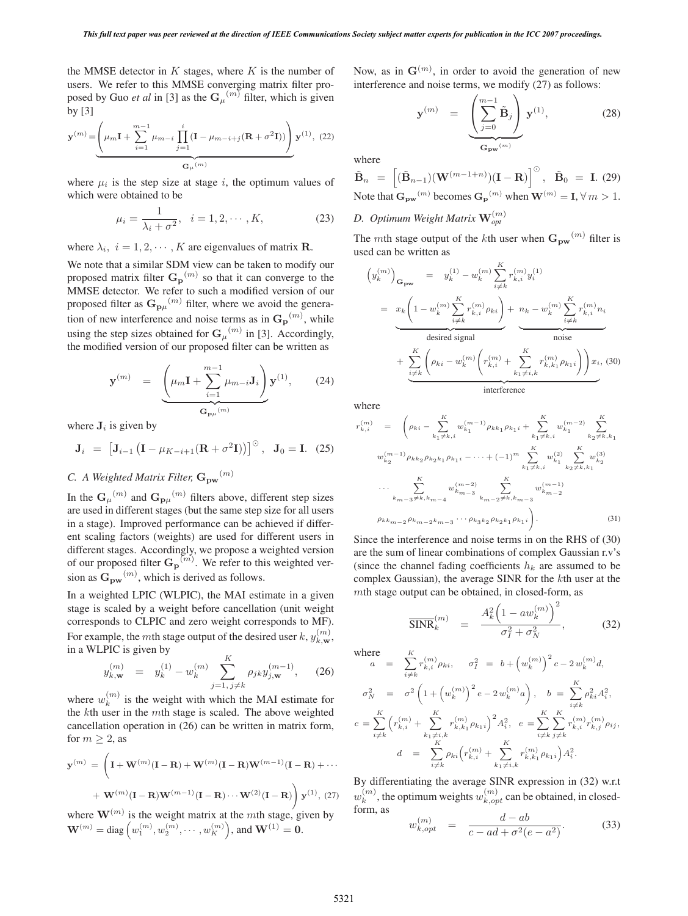the MMSE detector in $K$ stages, where $K$ is the number of users. We refer to this MMSE converging matrix filter proposed by Guo *et al* in [3] as the ${\mathbf{G}_{\mu}}^{(m)}$ filter, which is given by [3]

$$\mathbf{y}^{(m)} = \underbrace{\left(\mu_m \mathbf{I} + \sum_{i=1}^{m-1} \mu_{m-i} \prod_{j=1}^{i} (\mathbf{I} - \mu_{m-i+j}(\mathbf{R} + \sigma^2 \mathbf{I}))\right)}_{{\mathbf{G}_{\mu}}^{(m)}} \mathbf{y}^{(1)}, \quad (22)$$

where $\mu_i$ is the step size at stage $i$, the optimum values of which were obtained to be

$$\mu_i = \frac{1}{\lambda_i + \sigma^2}, \quad i = 1, 2, \cdots, K, \quad (23)$$

where $\lambda_i, \ i = 1, 2, \cdots, K$ are eigenvalues of matrix $\mathbf{R}$.

We note that a similar SDM view can be taken to modify our proposed matrix filter ${\mathbf{G}_{\mathbf{p}}}^{(m)}$ so that it can converge to the MMSE detector. We refer to such a modified version of our proposed filter as ${\mathbf{G}_{\mathbf{p}\mu}}^{(m)}$ filter, where we avoid the generation of new interference and noise terms as in ${\mathbf{G}_{\mathbf{p}}}^{(m)}$, while using the step sizes obtained for ${\mathbf{G}_{\mu}}^{(m)}$ in [3]. Accordingly, the modified version of our proposed filter can be written as

$$\mathbf{y}^{(m)} = \underbrace{\left(\mu_m \mathbf{I} + \sum_{i=1}^{m-1} \mu_{m-i} \mathbf{J}_i\right)}_{{\mathbf{G}_{\mathbf{p}\mu}}^{(m)}} \mathbf{y}^{(1)}, \quad (24)$$

where $\mathbf{J}_i$ is given by

$$\mathbf{J}_i = \left[\mathbf{J}_{i-1}\left(\mathbf{I} - \mu_{K-i+1}(\mathbf{R} + \sigma^2 \mathbf{I})\right)\right]^{\odot}, \quad \mathbf{J}_0 = \mathbf{I}. \quad (25)$$

### C. A Weighted Matrix Filter, ${\mathbf{G}_{\mathbf{pw}}}^{(m)}$

In the ${\mathbf{G}_{\mu}}^{(m)}$ and ${\mathbf{G}_{\mathbf{p}\mu}}^{(m)}$ filters above, different step sizes are used in different stages (but the same step size for all users in a stage). Improved performance can be achieved if different scaling factors (weights) are used for different users in different stages. Accordingly, we propose a weighted version of our proposed filter ${\mathbf{G}_{\mathbf{p}}}^{(m)}$. We refer to this weighted version as ${\mathbf{G}_{\mathbf{pw}}}^{(m)}$, which is derived as follows.

In a weighted LPIC (WLPIC), the MAI estimate in a given stage is scaled by a weight before cancellation (unit weight corresponds to CLPIC and zero weight corresponds to MF). For example, the $m$th stage output of the desired user $k$, $y_{k,\mathbf{w}}^{(m)}$, in a WLPIC is given by

$$y_{k,\mathbf{w}}^{(m)} = y_k^{(1)} - w_k^{(m)} \sum_{j=1,\, j\neq k}^{K} \rho_{jk} y_{j,\mathbf{w}}^{(m-1)}, \quad (26)$$

where $w_k^{(m)}$ is the weight with which the MAI estimate for the $k$th user in the $m$th stage is scaled. The above weighted cancellation operation in (26) can be written in matrix form, for $m \geq 2$, as

$$\mathbf{y}^{(m)} = \Bigg(\mathbf{I} + \mathbf{W}^{(m)}(\mathbf{I} - \mathbf{R}) + \mathbf{W}^{(m)}(\mathbf{I} - \mathbf{R})\mathbf{W}^{(m-1)}(\mathbf{I} - \mathbf{R}) + \cdots$$
$$+ \ \mathbf{W}^{(m)}(\mathbf{I} - \mathbf{R})\mathbf{W}^{(m-1)}(\mathbf{I} - \mathbf{R}) \cdots \mathbf{W}^{(2)}(\mathbf{I} - \mathbf{R})\Bigg) \mathbf{y}^{(1)}, \quad (27)$$

where $\mathbf{W}^{(m)}$ is the weight matrix at the $m$th stage, given by $\mathbf{W}^{(m)} = \text{diag}\left(w_1^{(m)}, w_2^{(m)}, \cdots, w_K^{(m)}\right)$, and $\mathbf{W}^{(1)} = \mathbf{0}$.

Now, as in $\mathbf{G}^{(m)}$, in order to avoid the generation of new interference and noise terms, we modify (27) as follows:

$$\mathbf{y}^{(m)} = \underbrace{\left(\sum_{j=0}^{m-1} \tilde{\mathbf{B}}_j\right)}_{{\mathbf{G}_{\mathbf{pw}}}^{(m)}} \mathbf{y}^{(1)}, \quad (28)$$

where

$$\tilde{\mathbf{B}}_n = \left[(\tilde{\mathbf{B}}_{n-1})(\mathbf{W}^{(m-1+n)})(\mathbf{I} - \mathbf{R})\right]^{\odot}, \quad \tilde{\mathbf{B}}_0 = \mathbf{I}. \quad (29)$$

Note that ${\mathbf{G}_{\mathbf{pw}}}^{(m)}$ becomes ${\mathbf{G}_{\mathbf{p}}}^{(m)}$ when $\mathbf{W}^{(m)} = \mathbf{I}, \forall\, m > 1$.

### D. Optimum Weight Matrix $\mathbf{W}_{opt}^{(m)}$

The $m$th stage output of the $k$th user when ${\mathbf{G}_{\mathbf{pw}}}^{(m)}$ filter is used can be written as

$$\begin{aligned}
\left(y_k^{(m)}\right)_{\mathbf{G}_{\mathbf{pw}}} &= y_k^{(1)} - w_k^{(m)} \sum_{i\neq k}^{K} r_{k,i}^{(m)} y_i^{(1)} \\
&= \underbrace{x_k\left(1 - w_k^{(m)} \sum_{i\neq k}^{K} r_{k,i}^{(m)} \rho_{ki}\right)}_{\text{desired signal}} + \underbrace{n_k - w_k^{(m)} \sum_{i\neq k}^{K} r_{k,i}^{(m)} n_i}_{\text{noise}} \\
&\quad + \underbrace{\sum_{i\neq k}^{K}\left(\rho_{ki} - w_k^{(m)}\left(r_{k,i}^{(m)} + \sum_{k_1\neq i,k}^{K} r_{k,k_1}^{(m)} \rho_{k_1 i}\right)\right) x_i}_{\text{interference}}, \quad (30)
\end{aligned}$$

where

$$\begin{aligned}
r_{k,i}^{(m)} &= \Bigg(\rho_{ki} - \sum_{k_1\neq k,i}^{K} w_{k_1}^{(m-1)} \rho_{kk_1}\rho_{k_1 i} + \sum_{k_1\neq k,i}^{K} w_{k_1}^{(m-2)} \sum_{k_2\neq k,k_1}^{K} \\
&\quad w_{k_2}^{(m-1)} \rho_{kk_2}\rho_{k_2 k_1}\rho_{k_1 i} - \cdots + (-1)^m \sum_{k_1\neq k,i}^{K} w_{k_1}^{(2)} \sum_{k_2\neq k,k_1}^{K} w_{k_2}^{(3)} \\
&\quad \cdots \sum_{k_{m-3}\neq k,k_{m-4}}^{K} w_{k_{m-3}}^{(m-2)} \sum_{k_{m-2}\neq k,k_{m-3}}^{K} w_{k_{m-2}}^{(m-1)} \\
&\quad \rho_{kk_{m-2}}\rho_{k_{m-2}k_{m-3}} \cdots \rho_{k_3 k_2}\rho_{k_2 k_1}\rho_{k_1 i}\Bigg). \quad (31)
\end{aligned}$$

Since the interference and noise terms in on the RHS of (30) are the sum of linear combinations of complex Gaussian r.v's (since the channel fading coefficients $h_k$ are assumed to be complex Gaussian), the average SINR for the $k$th user at the $m$th stage output can be obtained, in closed-form, as

$$\overline{\text{SINR}}_k^{(m)} = \frac{A_k^2\left(1 - a w_k^{(m)}\right)^2}{\sigma_I^2 + \sigma_N^2}, \quad (32)$$

where

$$a = \sum_{i\neq k}^{K} r_{k,i}^{(m)} \rho_{ki}, \quad \sigma_I^2 = b + \left(w_k^{(m)}\right)^2 c - 2\, w_k^{(m)} d,$$

$$\sigma_N^2 = \sigma^2\left(1 + \left(w_k^{(m)}\right)^2 e - 2\, w_k^{(m)} a\right), \quad b = \sum_{i\neq k}^{K} \rho_{ki}^2 A_i^2,$$

$$c = \sum_{i\neq k}^{K}\left(r_{k,i}^{(m)} + \sum_{k_1\neq i,k}^{K} r_{k,k_1}^{(m)} \rho_{k_1 i}\right)^2 A_i^2, \quad e = \sum_{i\neq k}^{K}\sum_{j\neq k}^{K} r_{k,i}^{(m)} r_{k,j}^{(m)} \rho_{ij},$$

$$d = \sum_{i\neq k}^{K} \rho_{ki}\left(r_{k,i}^{(m)} + \sum_{k_1\neq i,k}^{K} r_{k,k_1}^{(m)} \rho_{k_1 i}\right) A_i^2.$$

By differentiating the average SINR expression in (32) w.r.t $w_k^{(m)}$, the optimum weights $w_{k,opt}^{(m)}$ can be obtained, in closed-form, as

$$w_{k,opt}^{(m)} = \frac{d - ab}{c - ad + \sigma^2(e - a^2)}. \quad (33)$$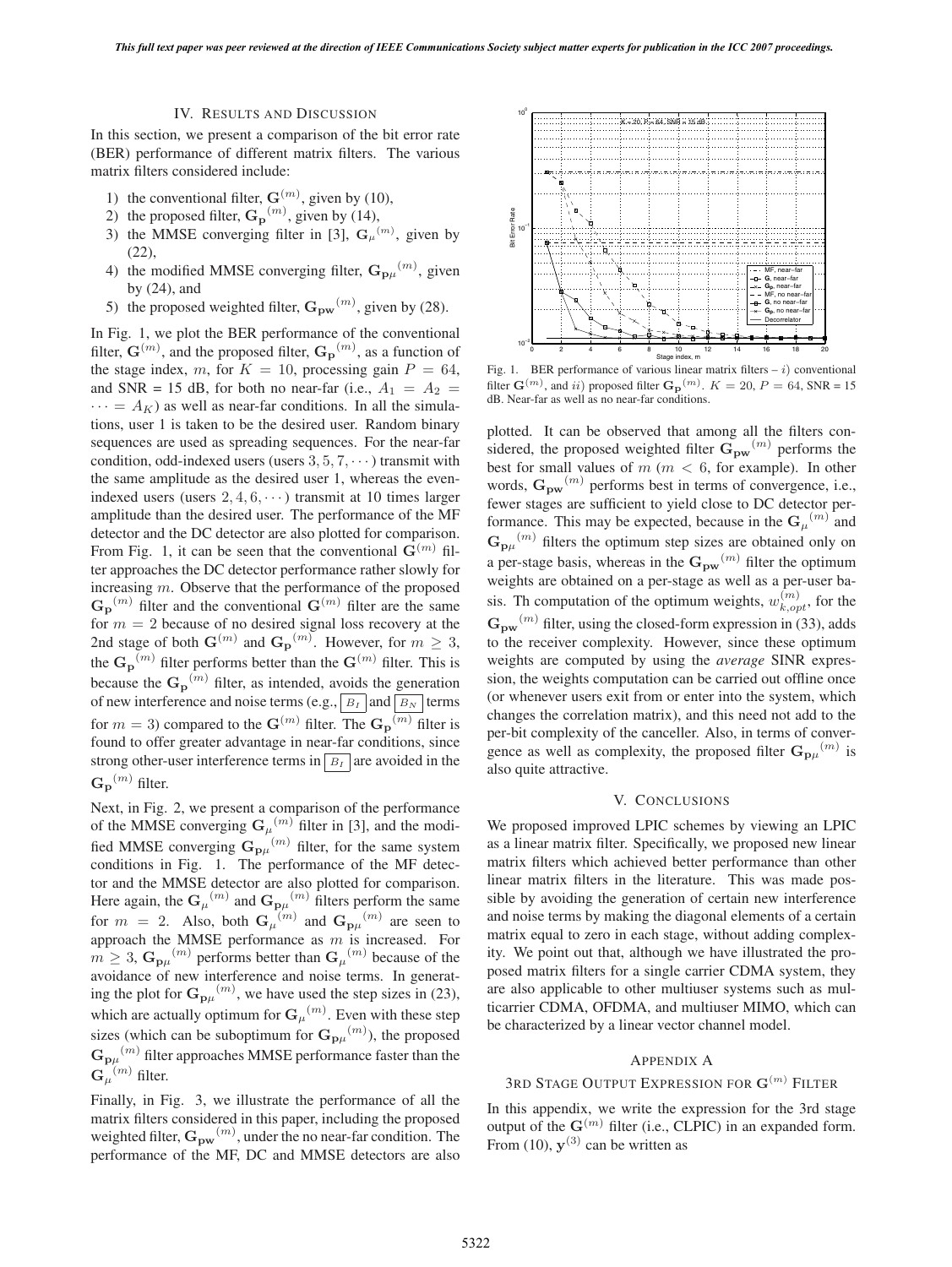## IV. Results and Discussion

In this section, we present a comparison of the bit error rate (BER) performance of different matrix filters. The various matrix filters considered include:

1) the conventional filter, $\mathbf{G}^{(m)}$, given by (10),
2) the proposed filter, $\mathbf{G_p}^{(m)}$, given by (14),
3) the MMSE converging filter in [3], $\mathbf{G}_{\mu}{}^{(m)}$, given by (22),
4) the modified MMSE converging filter, $\mathbf{G_{p\mu}}^{(m)}$, given by (24), and
5) the proposed weighted filter, $\mathbf{G_{pw}}^{(m)}$, given by (28).

In Fig. 1, we plot the BER performance of the conventional filter, $\mathbf{G}^{(m)}$, and the proposed filter, $\mathbf{G_p}^{(m)}$, as a function of the stage index, $m$, for $K = 10$, processing gain $P = 64$, and SNR = 15 dB, for both no near-far (i.e., $A_1 = A_2 = \cdots = A_K$) as well as near-far conditions. In all the simulations, user 1 is taken to be the desired user. Random binary sequences are used as spreading sequences. For the near-far condition, odd-indexed users (users $3, 5, 7, \cdots$) transmit with the same amplitude as the desired user 1, whereas the even-indexed users (users $2, 4, 6, \cdots$) transmit at 10 times larger amplitude than the desired user. The performance of the MF detector and the DC detector are also plotted for comparison. From Fig. 1, it can be seen that the conventional $\mathbf{G}^{(m)}$ filter approaches the DC detector performance rather slowly for increasing $m$. Observe that the performance of the proposed $\mathbf{G_p}^{(m)}$ filter and the conventional $\mathbf{G}^{(m)}$ filter are the same for $m = 2$ because of no desired signal loss recovery at the 2nd stage of both $\mathbf{G}^{(m)}$ and $\mathbf{G_p}^{(m)}$. However, for $m \geq 3$, the $\mathbf{G_p}^{(m)}$ filter performs better than the $\mathbf{G}^{(m)}$ filter. This is because the $\mathbf{G_p}^{(m)}$ filter, as intended, avoids the generation of new interference and noise terms (e.g., $\boxed{B_I}$ and $\boxed{B_N}$ terms for $m = 3$) compared to the $\mathbf{G}^{(m)}$ filter. The $\mathbf{G_p}^{(m)}$ filter is found to offer greater advantage in near-far conditions, since strong other-user interference terms in $\boxed{B_I}$ are avoided in the $\mathbf{G_p}^{(m)}$ filter.

Next, in Fig. 2, we present a comparison of the performance of the MMSE converging $\mathbf{G}_{\mu}{}^{(m)}$ filter in [3], and the modified MMSE converging $\mathbf{G_{p\mu}}^{(m)}$ filter, for the same system conditions in Fig. 1. The performance of the MF detector and the MMSE detector are also plotted for comparison. Here again, the $\mathbf{G}_{\mu}{}^{(m)}$ and $\mathbf{G_{p\mu}}^{(m)}$ filters perform the same for $m = 2$. Also, both $\mathbf{G}_{\mu}{}^{(m)}$ and $\mathbf{G_{p\mu}}^{(m)}$ are seen to approach the MMSE performance as $m$ is increased. For $m \geq 3$, $\mathbf{G_{p\mu}}^{(m)}$ performs better than $\mathbf{G}_{\mu}{}^{(m)}$ because of the avoidance of new interference and noise terms. In generating the plot for $\mathbf{G_{p\mu}}^{(m)}$, we have used the step sizes in (23), which are actually optimum for $\mathbf{G}_{\mu}{}^{(m)}$. Even with these step sizes (which can be suboptimum for $\mathbf{G_{p\mu}}^{(m)}$), the proposed $\mathbf{G_{p\mu}}^{(m)}$ filter approaches MMSE performance faster than the $\mathbf{G}_{\mu}{}^{(m)}$ filter.

Finally, in Fig. 3, we illustrate the performance of all the matrix filters considered in this paper, including the proposed weighted filter, $\mathbf{G_{pw}}^{(m)}$, under the no near-far condition. The performance of the MF, DC and MMSE detectors are also plotted. It can be observed that among all the filters considered, the proposed weighted filter $\mathbf{G_{pw}}^{(m)}$ performs the best for small values of $m$ ($m < 6$, for example). In other words, $\mathbf{G_{pw}}^{(m)}$ performs best in terms of convergence, i.e., fewer stages are sufficient to yield close to DC detector performance. This may be expected, because in the $\mathbf{G}_{\mu}{}^{(m)}$ and $\mathbf{G_{p\mu}}^{(m)}$ filters the optimum step sizes are obtained only on a per-stage basis, whereas in the $\mathbf{G_{pw}}^{(m)}$ filter the optimum weights are obtained on a per-stage as well as a per-user basis. Th computation of the optimum weights, $w_{k,opt}^{(m)}$, for the $\mathbf{G_{pw}}^{(m)}$ filter, using the closed-form expression in (33), adds to the receiver complexity. However, since these optimum weights are computed by using the *average* SINR expression, the weights computation can be carried out offline once (or whenever users exit from or enter into the system, which changes the correlation matrix), and this need not add to the per-bit complexity of the canceller. Also, in terms of convergence as well as complexity, the proposed filter $\mathbf{G_{p\mu}}^{(m)}$ is also quite attractive.

Fig. 1. BER performance of various linear matrix filters – $i$) conventional filter $\mathbf{G}^{(m)}$, and $ii$) proposed filter $\mathbf{G_p}^{(m)}$. $K = 20$, $P = 64$, SNR = 15 dB. Near-far as well as no near-far conditions.

## V. Conclusions

We proposed improved LPIC schemes by viewing an LPIC as a linear matrix filter. Specifically, we proposed new linear matrix filters which achieved better performance than other linear matrix filters in the literature. This was made possible by avoiding the generation of certain new interference and noise terms by making the diagonal elements of a certain matrix equal to zero in each stage, without adding complexity. We point out that, although we have illustrated the proposed matrix filters for a single carrier CDMA system, they are also applicable to other multiuser systems such as multicarrier CDMA, OFDMA, and multiuser MIMO, which can be characterized by a linear vector channel model.

## Appendix A

### 3rd Stage Output Expression for $\mathbf{G}^{(m)}$ Filter

In this appendix, we write the expression for the 3rd stage output of the $\mathbf{G}^{(m)}$ filter (i.e., CLPIC) in an expanded form. From (10), $\mathbf{y}^{(3)}$ can be written as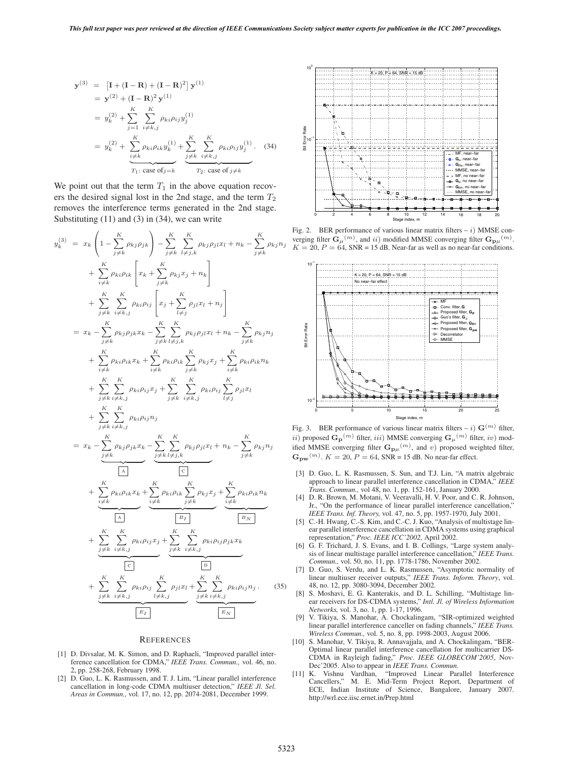$$
\begin{aligned}
\mathbf{y}^{(3)} &= \left[\mathbf{I} + (\mathbf{I}-\mathbf{R}) + (\mathbf{I}-\mathbf{R})^2\right]\mathbf{y}^{(1)} \\
&= \mathbf{y}^{(2)} + (\mathbf{I}-\mathbf{R})^2\,\mathbf{y}^{(1)} \\
&= y_k^{(2)} + \sum_{j=1}^{K}\sum_{i\neq k,j}^{K}\rho_{ki}\rho_{ij}y_j^{(1)} \\
&= y_k^{(2)} + \underbrace{\sum_{i\neq k}^{K}\rho_{ki}\rho_{ik}y_k^{(1)}}_{T_1:\ \text{case of}\ j=k} + \underbrace{\sum_{j\neq k}^{K}\sum_{i\neq k,j}^{K}\rho_{ki}\rho_{ij}y_j^{(1)}}_{T_2:\ \text{case of}\ j\neq k}. \qquad (34)
\end{aligned}
$$

We point out that the term $T_1$ in the above equation recovers the desired signal lost in the 2nd stage, and the term $T_2$ removes the interference terms generated in the 2nd stage. Substituting (11) and (3) in (34), we can write

$$
\begin{aligned}
y_k^{(3)} &= x_k\left(1-\sum_{j\neq k}^{K}\rho_{kj}\rho_{jk}\right) - \sum_{j\neq k}^{K}\sum_{l\neq j,k}^{K}\rho_{kj}\rho_{jl}x_l + n_k - \sum_{j\neq k}^{K}\rho_{kj}n_j \\
&\quad + \sum_{i\neq k}^{K}\rho_{ki}\rho_{ik}\left[x_k + \sum_{j\neq k}^{K}\rho_{kj}x_j + n_k\right] \\
&\quad + \sum_{j\neq k}^{K}\sum_{i\neq k,j}^{K}\rho_{ki}\rho_{ij}\left[x_j + \sum_{l\neq j}^{K}\rho_{jl}x_l + n_j\right] \\
&= x_k - \sum_{j\neq k}^{K}\rho_{kj}\rho_{jk}x_k - \sum_{j\neq k}^{K}\sum_{l\neq j,k}^{K}\rho_{kj}\rho_{jl}x_l + n_k - \sum_{j\neq k}^{K}\rho_{kj}n_j \\
&\quad + \sum_{i\neq k}^{K}\rho_{ki}\rho_{ik}x_k + \sum_{i\neq k}^{K}\rho_{ki}\rho_{ik}\sum_{j\neq k}^{K}\rho_{kj}x_j + \sum_{i\neq k}^{K}\rho_{ki}\rho_{ik}n_k \\
&\quad + \sum_{j\neq k}^{K}\sum_{i\neq k,j}^{K}\rho_{ki}\rho_{ij}x_j + \sum_{j\neq k}^{K}\sum_{i\neq k,j}^{K}\rho_{ki}\rho_{ij}\sum_{l\neq j}^{K}\rho_{jl}x_l \\
&\quad + \sum_{j\neq k}^{K}\sum_{i\neq k,j}^{K}\rho_{ki}\rho_{ij}n_j \\
&= x_k - \underbrace{\sum_{j\neq k}^{K}\rho_{kj}\rho_{jk}x_k}_{A} - \underbrace{\sum_{j\neq k}^{K}\sum_{l\neq j,k}^{K}\rho_{kj}\rho_{jl}x_l}_{C} + n_k - \sum_{j\neq k}^{K}\rho_{kj}n_j \\
&\quad + \underbrace{\sum_{i\neq k}^{K}\rho_{ki}\rho_{ik}x_k}_{A} + \underbrace{\sum_{i\neq k}^{K}\rho_{ki}\rho_{ik}\sum_{j\neq k}^{K}\rho_{kj}x_j}_{B_I} + \underbrace{\sum_{i\neq k}^{K}\rho_{ki}\rho_{ik}n_k}_{B_N} \\
&\quad + \underbrace{\sum_{j\neq k}^{K}\sum_{i\neq k,j}^{K}\rho_{ki}\rho_{ij}x_j}_{C} + \underbrace{\sum_{j\neq k}^{K}\sum_{i\neq k,j}^{K}\rho_{ki}\rho_{ij}\rho_{jk}x_k}_{D} \\
&\quad + \underbrace{\sum_{j\neq k}^{K}\sum_{i\neq k,j}^{K}\rho_{ki}\rho_{ij}\sum_{l\neq k,j}^{K}\rho_{jl}x_l}_{E_I} + \underbrace{\sum_{j\neq k}^{K}\sum_{i\neq k,j}^{K}\rho_{ki}\rho_{ij}n_j}_{E_N}. \qquad (35)
\end{aligned}
$$

## REFERENCES

[1] D. Divsalar, M. K. Simon, and D. Raphaeli, "Improved parallel interference cancellation for CDMA," *IEEE Trans. Commun.,* vol. 46, no. 2, pp. 258-268, February 1998.

[2] D. Guo, L. K. Rasmussen, and T. J. Lim, "Linear parallel interference cancellation in long-code CDMA multiuser detection," *IEEE Jl. Sel. Areas in Commun.,* vol. 17, no. 12, pp. 2074-2081, December 1999.

K = 20, P = 64, SNR = 15 dB

Bit Error Rate

Stage index, m

MF, near–far
$\mathbf{G}_\mu$, near–far
$\mathbf{G}_{\mathbf{p}\mu}$, near–far
MMSE, near–far
MF, no near–far
$\mathbf{G}_\mu$, no near–far
$\mathbf{G}_{\mathbf{p}\mu}$, no near–far
MMSE, no near–far

Fig. 2. BER performance of various linear matrix filters – $i$) MMSE converging filter $\mathbf{G}_\mu{}^{(m)}$, and $ii$) modified MMSE converging filter $\mathbf{G}_{\mathbf{p}\mu}{}^{(m)}$. $K = 20$, $P = 64$, SNR = 15 dB. Near-far as well as no near-far conditions.

K = 20, P = 64, SNR = 15 dB
No near–far effect

Bit Error Rate

Stage index, m

MF
Conv. filter, $\mathbf{G}$
Proposed filter, $\mathbf{G}_\mathbf{p}$
Guo's filter, $\mathbf{G}_\mu$
Proposed filter, $\mathbf{G}_{\mathbf{p}\mu}$
Proposed filter, $\mathbf{G}_{\mathbf{pw}}$
Decorrelator
MMSE

Fig. 3. BER performance of various linear matrix filters – $i$) $\mathbf{G}^{(m)}$ filter, $ii$) proposed $\mathbf{G}_\mathbf{p}{}^{(m)}$ filter, $iii$) MMSE converging $\mathbf{G}_\mu{}^{(m)}$ filter, $iv$) modified MMSE converging filter $\mathbf{G}_{\mathbf{p}\mu}{}^{(m)}$, and $v$) proposed weighted filter, $\mathbf{G}_{\mathbf{pw}}{}^{(m)}$. $K = 20$, $P = 64$, SNR = 15 dB. No near-far effect.

[3] D. Guo, L. K. Rasmussen, S. Sun, and T.J. Lin, "A matrix algebraic approach to linear parallel interference cancellation in CDMA," *IEEE Trans. Commun.,* vol 48, no. 1, pp. 152-161, January 2000.

[4] D. R. Brown, M. Motani, V. Veeravalli, H. V. Poor, and C. R. Johnson, Jr., "On the performance of linear parallel interference cancellation," *IEEE Trans. Inf. Theory,* vol. 47, no. 5, pp. 1957-1970, July 2001.

[5] C.-H. Hwang, C.-S. Kim, and C.-C. J. Kuo, "Analysis of multistage linear parallel interference cancellation in CDMA systems using graphical representation," *Proc. IEEE ICC'2002,* April 2002.

[6] G. F. Trichard, J. S. Evans, and I. B. Collings, "Large system analysis of linear multistage parallel interference cancellation," *IEEE Trans. Commun.,* vol. 50, no. 11, pp. 1778-1786, November 2002.

[7] D. Guo, S. Verdu, and L. K. Rasmussen, "Asymptotic normality of linear multiuser receiver outputs," *IEEE Trans. Inform. Theory*, vol. 48, no. 12, pp. 3080-3094, December 2002.

[8] S. Moshavi, E. G. Kanterakis, and D. L. Schilling, "Multistage linear receivers for DS-CDMA systems," *Intl. Jl. of Wireless Information Networks,* vol. 3, no. 1, pp. 1-17, 1996.

[9] V. Tikiya, S. Manohar, A. Chockalingam, "SIR-optimized weighted linear parallel interference canceller on fading channels," *IEEE Trans. Wireless Commun.,* vol. 5, no. 8, pp. 1998-2003, August 2006.

[10] S. Manohar, V. Tikiya, R. Annavajjala, and A. Chockalingam, "BER-Optimal linear parallel interference cancellation for multicarrier DS-CDMA in Rayleigh fading," *Proc. IEEE GLOBECOM'2005*, Nov-Dec'2005. Also to appear in *IEEE Trans. Commun.*

[11] K. Vishnu Vardhan, "Improved Linear Parallel Interference Cancellers," M. E. Mid-Term Project Report, Department of ECE, Indian Institute of Science, Bangalore, January 2007. http://wrl.ece.iisc.ernet.in/Prep.html